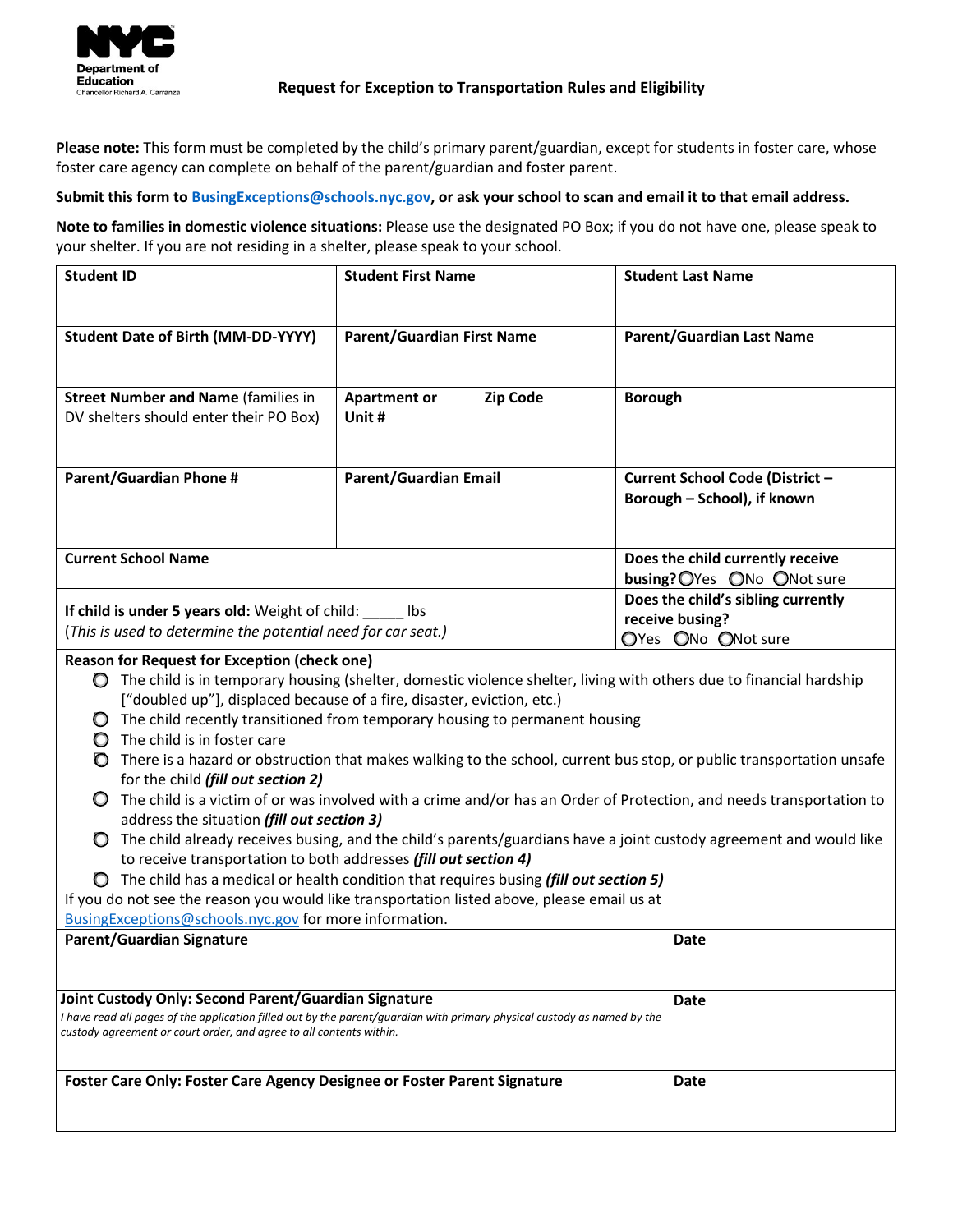NYC Department of Education
Chancellor Richard A. Carranza

# Request for Exception to Transportation Rules and Eligibility

**Please note:** This form must be completed by the child's primary parent/guardian, except for students in foster care, whose foster care agency can complete on behalf of the parent/guardian and foster parent.

**Submit this form to BusingExceptions@schools.nyc.gov, or ask your school to scan and email it to that email address.**

**Note to families in domestic violence situations:** Please use the designated PO Box; if you do not have one, please speak to your shelter. If you are not residing in a shelter, please speak to your school.

| **Student ID** | **Student First Name** | | **Student Last Name** |
|---|---|---|---|
| **Student Date of Birth (MM-DD-YYYY)** | **Parent/Guardian First Name** | | **Parent/Guardian Last Name** |
| **Street Number and Name** (families in DV shelters should enter their PO Box) | **Apartment or Unit #** | **Zip Code** | **Borough** |
| **Parent/Guardian Phone #** | **Parent/Guardian Email** | | **Current School Code (District – Borough – School), if known** |
| **Current School Name** | | | **Does the child currently receive busing?** ◯ Yes ◯ No ◯ Not sure |
| **If child is under 5 years old:** Weight of child: _____ lbs (*This is used to determine the potential need for car seat.*) | | | **Does the child's sibling currently receive busing?** ◯ Yes ◯ No ◯ Not sure |

**Reason for Request for Exception (check one)**

- ◯ The child is in temporary housing (shelter, domestic violence shelter, living with others due to financial hardship ["doubled up"], displaced because of a fire, disaster, eviction, etc.)
- ◯ The child recently transitioned from temporary housing to permanent housing
- ◯ The child is in foster care
- ◯ There is a hazard or obstruction that makes walking to the school, current bus stop, or public transportation unsafe for the child ***(fill out section 2)***
- ◯ The child is a victim of or was involved with a crime and/or has an Order of Protection, and needs transportation to address the situation ***(fill out section 3)***
- ◯ The child already receives busing, and the child's parents/guardians have a joint custody agreement and would like to receive transportation to both addresses ***(fill out section 4)***
- ◯ The child has a medical or health condition that requires busing ***(fill out section 5)***

If you do not see the reason you would like transportation listed above, please email us at BusingExceptions@schools.nyc.gov for more information.

| **Parent/Guardian Signature** | **Date** |
|---|---|
| **Joint Custody Only: Second Parent/Guardian Signature** *I have read all pages of the application filled out by the parent/guardian with primary physical custody as named by the custody agreement or court order, and agree to all contents within.* | **Date** |
| **Foster Care Only: Foster Care Agency Designee or Foster Parent Signature** | **Date** |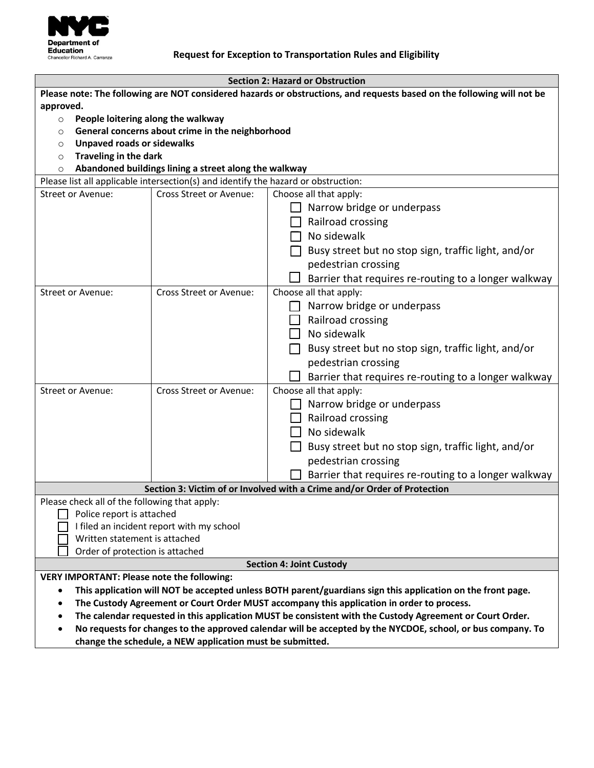**Request for Exception to Transportation Rules and Eligibility**

## Section 2: Hazard or Obstruction

**Please note: The following are NOT considered hazards or obstructions, and requests based on the following will not be approved.**

- **People loitering along the walkway**
- **General concerns about crime in the neighborhood**
- **Unpaved roads or sidewalks**
- **Traveling in the dark**
- **Abandoned buildings lining a street along the walkway**

Please list all applicable intersection(s) and identify the hazard or obstruction:

| Street or Avenue: | Cross Street or Avenue: | Choose all that apply: |
|---|---|---|
| | | ☐ Narrow bridge or underpass<br>☐ Railroad crossing<br>☐ No sidewalk<br>☐ Busy street but no stop sign, traffic light, and/or pedestrian crossing<br>☐ Barrier that requires re-routing to a longer walkway |
| **Street or Avenue:** | **Cross Street or Avenue:** | **Choose all that apply:** |
| | | ☐ Narrow bridge or underpass<br>☐ Railroad crossing<br>☐ No sidewalk<br>☐ Busy street but no stop sign, traffic light, and/or pedestrian crossing<br>☐ Barrier that requires re-routing to a longer walkway |
| **Street or Avenue:** | **Cross Street or Avenue:** | **Choose all that apply:** |
| | | ☐ Narrow bridge or underpass<br>☐ Railroad crossing<br>☐ No sidewalk<br>☐ Busy street but no stop sign, traffic light, and/or pedestrian crossing<br>☐ Barrier that requires re-routing to a longer walkway |

## Section 3: Victim of or Involved with a Crime and/or Order of Protection

Please check all of the following that apply:

- ☐ Police report is attached
- ☐ I filed an incident report with my school
- ☐ Written statement is attached
- ☐ Order of protection is attached

## Section 4: Joint Custody

**VERY IMPORTANT: Please note the following:**

- **This application will NOT be accepted unless BOTH parent/guardians sign this application on the front page.**
- **The Custody Agreement or Court Order MUST accompany this application in order to process.**
- **The calendar requested in this application MUST be consistent with the Custody Agreement or Court Order.**
- **No requests for changes to the approved calendar will be accepted by the NYCDOE, school, or bus company. To change the schedule, a NEW application must be submitted.**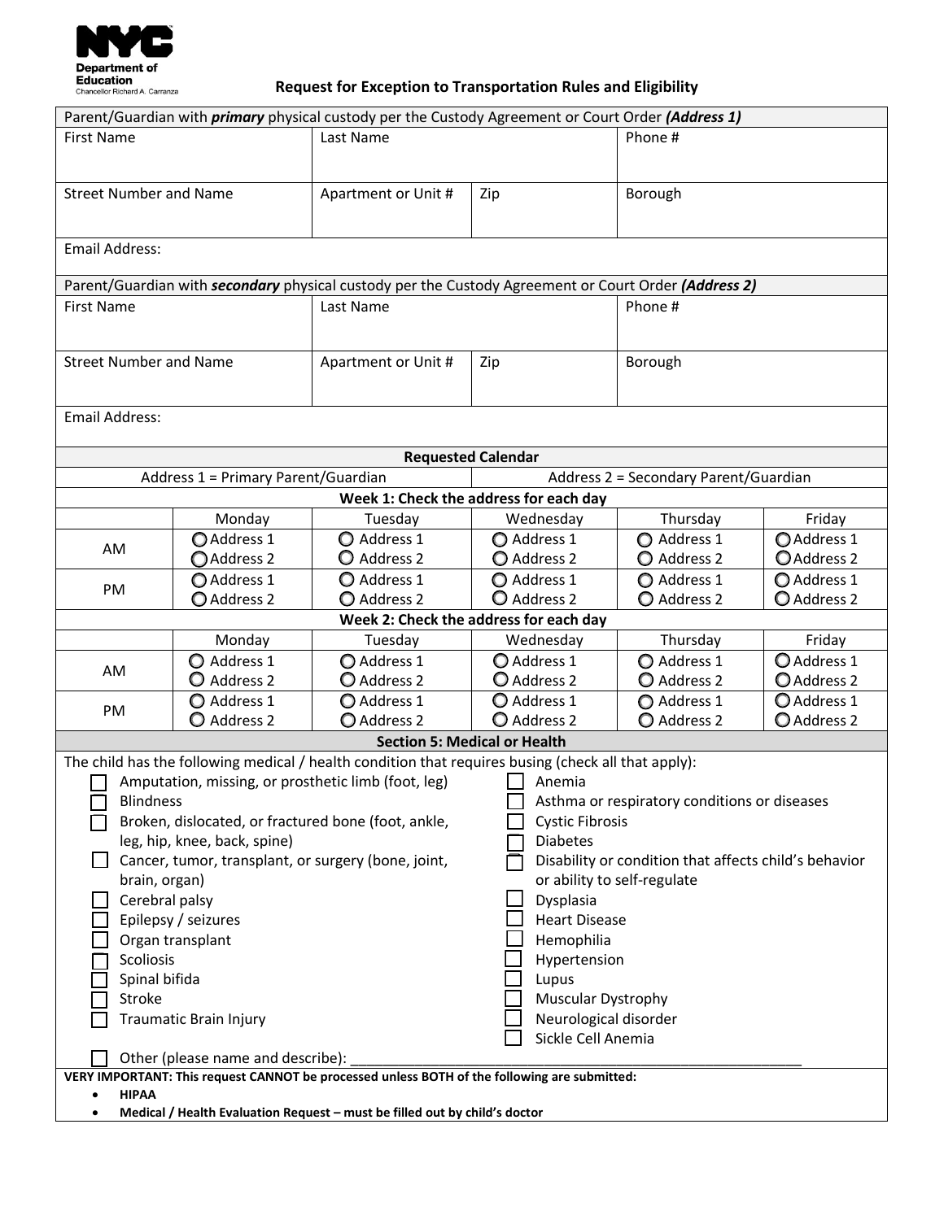NYC Department of Education
Chancellor Richard A. Carranza

# Request for Exception to Transportation Rules and Eligibility

| Parent/Guardian with ***primary*** physical custody per the Custody Agreement or Court Order ***(Address 1)*** | | | |
|---|---|---|---|
| First Name | Last Name | | Phone # |
| Street Number and Name | Apartment or Unit # | Zip | Borough |
| Email Address: | | | |

| Parent/Guardian with ***secondary*** physical custody per the Custody Agreement or Court Order ***(Address 2)*** | | | |
|---|---|---|---|
| First Name | Last Name | | Phone # |
| Street Number and Name | Apartment or Unit # | Zip | Borough |
| Email Address: | | | |

**Requested Calendar**

Address 1 = Primary Parent/Guardian | Address 2 = Secondary Parent/Guardian

**Week 1: Check the address for each day**

| | Monday | Tuesday | Wednesday | Thursday | Friday |
|---|---|---|---|---|---|
| AM | ○ Address 1 ○ Address 2 | ○ Address 1 ○ Address 2 | ○ Address 1 ○ Address 2 | ○ Address 1 ○ Address 2 | ○ Address 1 ○ Address 2 |
| PM | ○ Address 1 ○ Address 2 | ○ Address 1 ○ Address 2 | ○ Address 1 ○ Address 2 | ○ Address 1 ○ Address 2 | ○ Address 1 ○ Address 2 |

**Week 2: Check the address for each day**

| | Monday | Tuesday | Wednesday | Thursday | Friday |
|---|---|---|---|---|---|
| AM | ○ Address 1 ○ Address 2 | ○ Address 1 ○ Address 2 | ○ Address 1 ○ Address 2 | ○ Address 1 ○ Address 2 | ○ Address 1 ○ Address 2 |
| PM | ○ Address 1 ○ Address 2 | ○ Address 1 ○ Address 2 | ○ Address 1 ○ Address 2 | ○ Address 1 ○ Address 2 | ○ Address 1 ○ Address 2 |

## Section 5: Medical or Health

The child has the following medical / health condition that requires busing (check all that apply):

- ☐ Amputation, missing, or prosthetic limb (foot, leg)
- ☐ Blindness
- ☐ Broken, dislocated, or fractured bone (foot, ankle, leg, hip, knee, back, spine)
- ☐ Cancer, tumor, transplant, or surgery (bone, joint, brain, organ)
- ☐ Cerebral palsy
- ☐ Epilepsy / seizures
- ☐ Organ transplant
- ☐ Scoliosis
- ☐ Spinal bifida
- ☐ Stroke
- ☐ Traumatic Brain Injury
- ☐ Anemia
- ☐ Asthma or respiratory conditions or diseases
- ☐ Cystic Fibrosis
- ☐ Diabetes
- ☐ Disability or condition that affects child's behavior or ability to self-regulate
- ☐ Dysplasia
- ☐ Heart Disease
- ☐ Hemophilia
- ☐ Hypertension
- ☐ Lupus
- ☐ Muscular Dystrophy
- ☐ Neurological disorder
- ☐ Sickle Cell Anemia
- ☐ Other (please name and describe): ____________________________________________

**VERY IMPORTANT: This request CANNOT be processed unless BOTH of the following are submitted:**

- **HIPAA**
- **Medical / Health Evaluation Request – must be filled out by child's doctor**